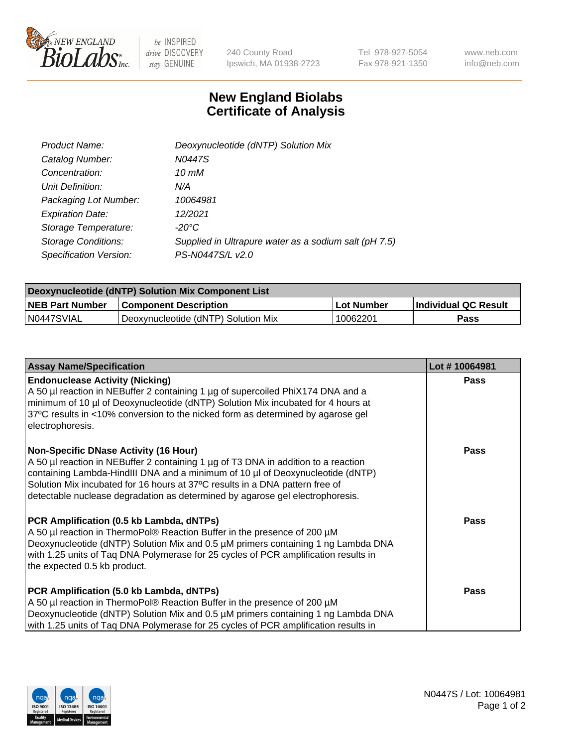New England BioLabs Inc. — be INSPIRED drive DISCOVERY stay GENUINE

240 County Road
Ipswich, MA 01938-2723

Tel 978-927-5054
Fax 978-921-1350

www.neb.com
info@neb.com

# New England Biolabs
# Certificate of Analysis

| | |
|---|---|
| *Product Name:* | *Deoxynucleotide (dNTP) Solution Mix* |
| *Catalog Number:* | *N0447S* |
| *Concentration:* | *10 mM* |
| *Unit Definition:* | *N/A* |
| *Packaging Lot Number:* | *10064981* |
| *Expiration Date:* | *12/2021* |
| *Storage Temperature:* | *-20°C* |
| *Storage Conditions:* | *Supplied in Ultrapure water as a sodium salt (pH 7.5)* |
| *Specification Version:* | *PS-N0447S/L v2.0* |

| Deoxynucleotide (dNTP) Solution Mix Component List | | | |
|---|---|---|---|
| **NEB Part Number** | **Component Description** | **Lot Number** | **Individual QC Result** |
| N0447SVIAL | Deoxynucleotide (dNTP) Solution Mix | 10062201 | **Pass** |

| Assay Name/Specification | Lot # 10064981 |
|---|---|
| **Endonuclease Activity (Nicking)**<br>A 50 µl reaction in NEBuffer 2 containing 1 µg of supercoiled PhiX174 DNA and a minimum of 10 µl of Deoxynucleotide (dNTP) Solution Mix incubated for 4 hours at 37ºC results in <10% conversion to the nicked form as determined by agarose gel electrophoresis. | **Pass** |
| **Non-Specific DNase Activity (16 Hour)**<br>A 50 µl reaction in NEBuffer 2 containing 1 µg of T3 DNA in addition to a reaction containing Lambda-HindIII DNA and a minimum of 10 µl of Deoxynucleotide (dNTP) Solution Mix incubated for 16 hours at 37ºC results in a DNA pattern free of detectable nuclease degradation as determined by agarose gel electrophoresis. | **Pass** |
| **PCR Amplification (0.5 kb Lambda, dNTPs)**<br>A 50 µl reaction in ThermoPol® Reaction Buffer in the presence of 200 µM Deoxynucleotide (dNTP) Solution Mix and 0.5 µM primers containing 1 ng Lambda DNA with 1.25 units of Taq DNA Polymerase for 25 cycles of PCR amplification results in the expected 0.5 kb product. | **Pass** |
| **PCR Amplification (5.0 kb Lambda, dNTPs)**<br>A 50 µl reaction in ThermoPol® Reaction Buffer in the presence of 200 µM Deoxynucleotide (dNTP) Solution Mix and 0.5 µM primers containing 1 ng Lambda DNA with 1.25 units of Taq DNA Polymerase for 25 cycles of PCR amplification results in | **Pass** |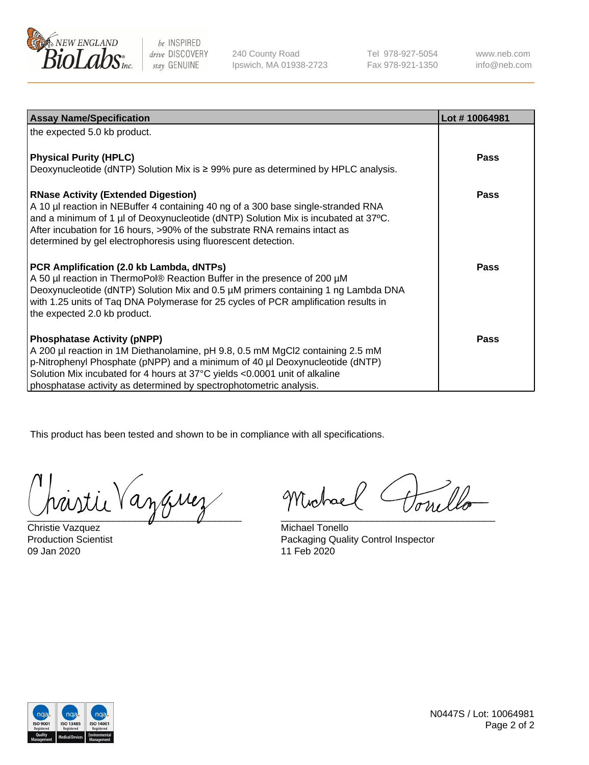| Assay Name/Specification | Lot # 10064981 |
| --- | --- |
| the expected 5.0 kb product. | |
| **Physical Purity (HPLC)**<br>Deoxynucleotide (dNTP) Solution Mix is ≥ 99% pure as determined by HPLC analysis. | **Pass** |
| **RNase Activity (Extended Digestion)**<br>A 10 µl reaction in NEBuffer 4 containing 40 ng of a 300 base single-stranded RNA and a minimum of 1 µl of Deoxynucleotide (dNTP) Solution Mix is incubated at 37ºC. After incubation for 16 hours, >90% of the substrate RNA remains intact as determined by gel electrophoresis using fluorescent detection. | **Pass** |
| **PCR Amplification (2.0 kb Lambda, dNTPs)**<br>A 50 µl reaction in ThermoPol® Reaction Buffer in the presence of 200 µM Deoxynucleotide (dNTP) Solution Mix and 0.5 µM primers containing 1 ng Lambda DNA with 1.25 units of Taq DNA Polymerase for 25 cycles of PCR amplification results in the expected 2.0 kb product. | **Pass** |
| **Phosphatase Activity (pNPP)**<br>A 200 µl reaction in 1M Diethanolamine, pH 9.8, 0.5 mM $MgCl_2$ containing 2.5 mM p-Nitrophenyl Phosphate (pNPP) and a minimum of 40 µl Deoxynucleotide (dNTP) Solution Mix incubated for 4 hours at 37°C yields <0.0001 unit of alkaline phosphatase activity as determined by spectrophotometric analysis. | **Pass** |

This product has been tested and shown to be in compliance with all specifications.

Christie Vazquez
Production Scientist
09 Jan 2020

Michael Tonello
Packaging Quality Control Inspector
11 Feb 2020

N0447S / Lot: 10064981